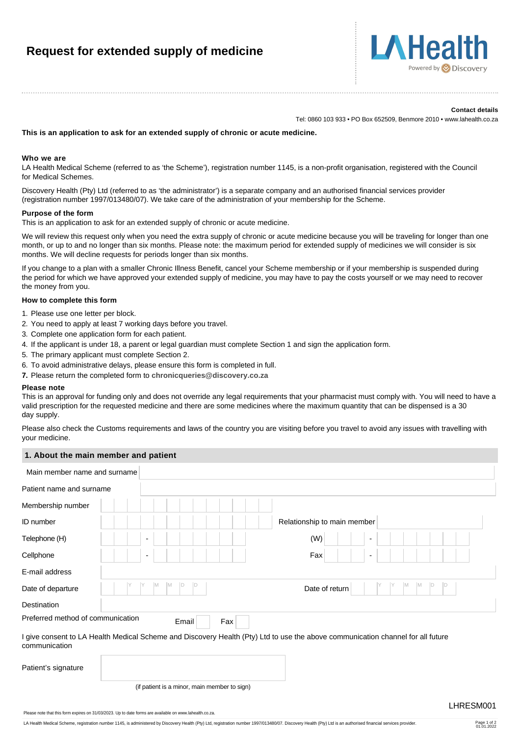# Request for extended supply of medicine

LA Health
Powered by Discovery

**Contact details**

Tel: 0860 103 933 • PO Box 652509, Benmore 2010 • www.lahealth.co.za

**This is an application to ask for an extended supply of chronic or acute medicine.**

### Who we are

LA Health Medical Scheme (referred to as 'the Scheme'), registration number 1145, is a non-profit organisation, registered with the Council for Medical Schemes.

Discovery Health (Pty) Ltd (referred to as 'the administrator') is a separate company and an authorised financial services provider (registration number 1997/013480/07). We take care of the administration of your membership for the Scheme.

### Purpose of the form

This is an application to ask for an extended supply of chronic or acute medicine.

We will review this request only when you need the extra supply of chronic or acute medicine because you will be traveling for longer than one month, or up to and no longer than six months. Please note: the maximum period for extended supply of medicines we will consider is six months. We will decline requests for periods longer than six months.

If you change to a plan with a smaller Chronic Illness Benefit, cancel your Scheme membership or if your membership is suspended during the period for which we have approved your extended supply of medicine, you may have to pay the costs yourself or we may need to recover the money from you.

### How to complete this form

1. Please use one letter per block.
2. You need to apply at least 7 working days before you travel.
3. Complete one application form for each patient.
4. If the applicant is under 18, a parent or legal guardian must complete Section 1 and sign the application form.
5. The primary applicant must complete Section 2.
6. To avoid administrative delays, please ensure this form is completed in full.
7. Please return the completed form to **chronicqueries@discovery.co.za**

### Please note

This is an approval for funding only and does not override any legal requirements that your pharmacist must comply with. You will need to have a valid prescription for the requested medicine and there are some medicines where the maximum quantity that can be dispensed is a 30 day supply.

Please also check the Customs requirements and laws of the country you are visiting before you travel to avoid any issues with travelling with your medicine.

## 1. About the main member and patient

| | | | |
|---|---|---|---|
| Main member name and surname | | | |
| Patient name and surname | | | |
| Membership number | | | |
| ID number | | Relationship to main member | |
| Telephone (H) | - | (W) | - |
| Cellphone | - | Fax | - |
| E-mail address | | | |
| Date of departure | Y Y M M D D | Date of return | Y Y M M D D |
| Destination | | | |
| Preferred method of communication | Email ☐ Fax ☐ | | |

I give consent to LA Health Medical Scheme and Discovery Health (Pty) Ltd to use the above communication channel for all future communication

Patient's signature

(if patient is a minor, main member to sign)

LHRESM001

Please note that this form expires on 31/03/2023. Up to date forms are available on www.lahealth.co.za.

LA Health Medical Scheme, registration number 1145, is administered by Discovery Health (Pty) Ltd, registration number 1997/013480/07. Discovery Health (Pty) Ltd is an authorised financial services provider.

01.01.2022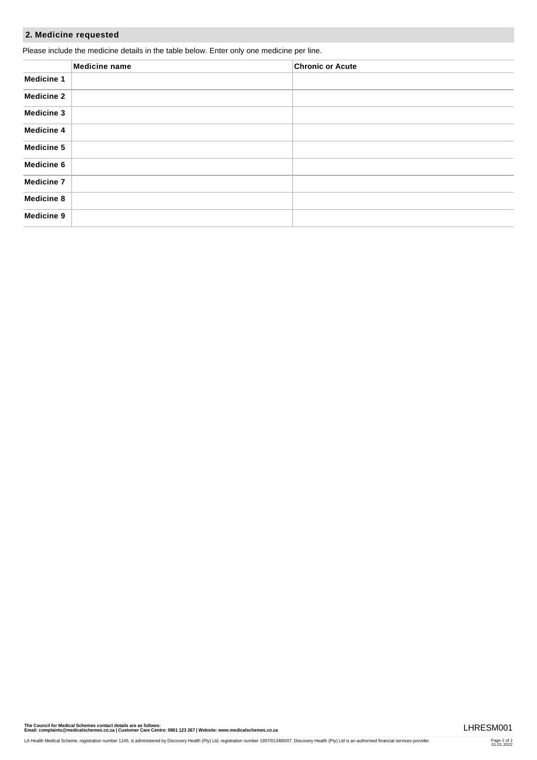## 2. Medicine requested

Please include the medicine details in the table below. Enter only one medicine per line.

| | Medicine name | Chronic or Acute |
|---|---|---|
| **Medicine 1** | | |
| **Medicine 2** | | |
| **Medicine 3** | | |
| **Medicine 4** | | |
| **Medicine 5** | | |
| **Medicine 6** | | |
| **Medicine 7** | | |
| **Medicine 8** | | |
| **Medicine 9** | | |

**The Council for Medical Schemes contact details are as follows:**
**Email: complaints@medicalschemes.co.za | Customer Care Centre: 0861 123 267 | Website: www.medicalschemes.co.za**

LHRESM001

LA Health Medical Scheme, registration number 1145, is administered by Discovery Health (Pty) Ltd, registration number 1997/013480/07. Discovery Health (Pty) Ltd is an authorised financial services provider.

01.01.2022